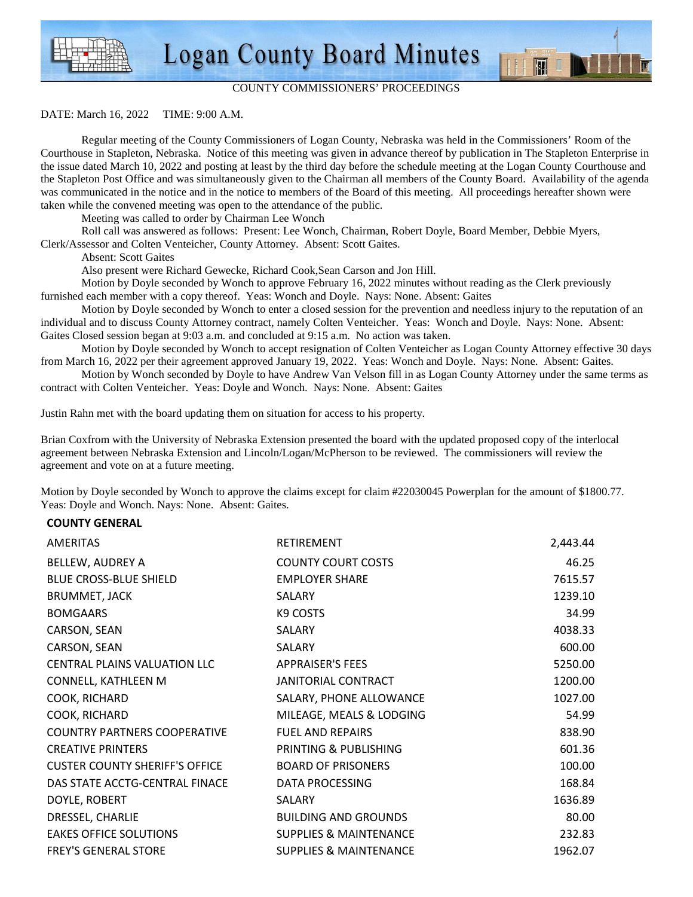# Logan County Board Minutes

COUNTY COMMISSIONERS' PROCEEDINGS

DATE: March 16, 2022 TIME: 9:00 A.M.

Regular meeting of the County Commissioners of Logan County, Nebraska was held in the Commissioners' Room of the Courthouse in Stapleton, Nebraska. Notice of this meeting was given in advance thereof by publication in The Stapleton Enterprise in the issue dated March 10, 2022 and posting at least by the third day before the schedule meeting at the Logan County Courthouse and the Stapleton Post Office and was simultaneously given to the Chairman all members of the County Board. Availability of the agenda was communicated in the notice and in the notice to members of the Board of this meeting. All proceedings hereafter shown were taken while the convened meeting was open to the attendance of the public.

Meeting was called to order by Chairman Lee Wonch

Roll call was answered as follows: Present: Lee Wonch, Chairman, Robert Doyle, Board Member, Debbie Myers, Clerk/Assessor and Colten Venteicher, County Attorney. Absent: Scott Gaites.

Absent: Scott Gaites

Also present were Richard Gewecke, Richard Cook,Sean Carson and Jon Hill.

Motion by Doyle seconded by Wonch to approve February 16, 2022 minutes without reading as the Clerk previously furnished each member with a copy thereof. Yeas: Wonch and Doyle. Nays: None. Absent: Gaites

Motion by Doyle seconded by Wonch to enter a closed session for the prevention and needless injury to the reputation of an individual and to discuss County Attorney contract, namely Colten Venteicher. Yeas: Wonch and Doyle. Nays: None. Absent: Gaites Closed session began at 9:03 a.m. and concluded at 9:15 a.m. No action was taken.

Motion by Doyle seconded by Wonch to accept resignation of Colten Venteicher as Logan County Attorney effective 30 days from March 16, 2022 per their agreement approved January 19, 2022. Yeas: Wonch and Doyle. Nays: None. Absent: Gaites.

Motion by Wonch seconded by Doyle to have Andrew Van Velson fill in as Logan County Attorney under the same terms as contract with Colten Venteicher. Yeas: Doyle and Wonch. Nays: None. Absent: Gaites

Justin Rahn met with the board updating them on situation for access to his property.

Brian Coxfrom with the University of Nebraska Extension presented the board with the updated proposed copy of the interlocal agreement between Nebraska Extension and Lincoln/Logan/McPherson to be reviewed. The commissioners will review the agreement and vote on at a future meeting.

Motion by Doyle seconded by Wonch to approve the claims except for claim #22030045 Powerplan for the amount of $1800.77. Yeas: Doyle and Wonch. Nays: None. Absent: Gaites.

**COUNTY GENERAL**

| | | |
|---|---|---|
| AMERITAS | RETIREMENT | 2,443.44 |
| BELLEW, AUDREY A | COUNTY COURT COSTS | 46.25 |
| BLUE CROSS-BLUE SHIELD | EMPLOYER SHARE | 7615.57 |
| BRUMMET, JACK | SALARY | 1239.10 |
| BOMGAARS | K9 COSTS | 34.99 |
| CARSON, SEAN | SALARY | 4038.33 |
| CARSON, SEAN | SALARY | 600.00 |
| CENTRAL PLAINS VALUATION LLC | APPRAISER'S FEES | 5250.00 |
| CONNELL, KATHLEEN M | JANITORIAL CONTRACT | 1200.00 |
| COOK, RICHARD | SALARY, PHONE ALLOWANCE | 1027.00 |
| COOK, RICHARD | MILEAGE, MEALS & LODGING | 54.99 |
| COUNTRY PARTNERS COOPERATIVE | FUEL AND REPAIRS | 838.90 |
| CREATIVE PRINTERS | PRINTING & PUBLISHING | 601.36 |
| CUSTER COUNTY SHERIFF'S OFFICE | BOARD OF PRISONERS | 100.00 |
| DAS STATE ACCTG-CENTRAL FINACE | DATA PROCESSING | 168.84 |
| DOYLE, ROBERT | SALARY | 1636.89 |
| DRESSEL, CHARLIE | BUILDING AND GROUNDS | 80.00 |
| EAKES OFFICE SOLUTIONS | SUPPLIES & MAINTENANCE | 232.83 |
| FREY'S GENERAL STORE | SUPPLIES & MAINTENANCE | 1962.07 |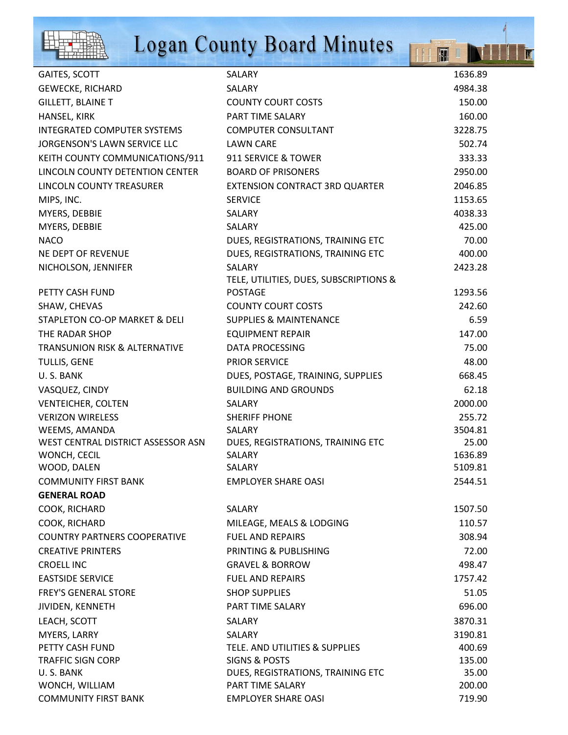| | | |
|---|---|---|
| GAITES, SCOTT | SALARY | 1636.89 |
| GEWECKE, RICHARD | SALARY | 4984.38 |
| GILLETT, BLAINE T | COUNTY COURT COSTS | 150.00 |
| HANSEL, KIRK | PART TIME SALARY | 160.00 |
| INTEGRATED COMPUTER SYSTEMS | COMPUTER CONSULTANT | 3228.75 |
| JORGENSON'S LAWN SERVICE LLC | LAWN CARE | 502.74 |
| KEITH COUNTY COMMUNICATIONS/911 | 911 SERVICE & TOWER | 333.33 |
| LINCOLN COUNTY DETENTION CENTER | BOARD OF PRISONERS | 2950.00 |
| LINCOLN COUNTY TREASURER | EXTENSION CONTRACT 3RD QUARTER | 2046.85 |
| MIPS, INC. | SERVICE | 1153.65 |
| MYERS, DEBBIE | SALARY | 4038.33 |
| MYERS, DEBBIE | SALARY | 425.00 |
| NACO | DUES, REGISTRATIONS, TRAINING ETC | 70.00 |
| NE DEPT OF REVENUE | DUES, REGISTRATIONS, TRAINING ETC | 400.00 |
| NICHOLSON, JENNIFER | SALARY | 2423.28 |
| PETTY CASH FUND | TELE, UTILITIES, DUES, SUBSCRIPTIONS & POSTAGE | 1293.56 |
| SHAW, CHEVAS | COUNTY COURT COSTS | 242.60 |
| STAPLETON CO-OP MARKET & DELI | SUPPLIES & MAINTENANCE | 6.59 |
| THE RADAR SHOP | EQUIPMENT REPAIR | 147.00 |
| TRANSUNION RISK & ALTERNATIVE | DATA PROCESSING | 75.00 |
| TULLIS, GENE | PRIOR SERVICE | 48.00 |
| U. S. BANK | DUES, POSTAGE, TRAINING, SUPPLIES | 668.45 |
| VASQUEZ, CINDY | BUILDING AND GROUNDS | 62.18 |
| VENTEICHER, COLTEN | SALARY | 2000.00 |
| VERIZON WIRELESS | SHERIFF PHONE | 255.72 |
| WEEMS, AMANDA | SALARY | 3504.81 |
| WEST CENTRAL DISTRICT ASSESSOR ASN | DUES, REGISTRATIONS, TRAINING ETC | 25.00 |
| WONCH, CECIL | SALARY | 1636.89 |
| WOOD, DALEN | SALARY | 5109.81 |
| COMMUNITY FIRST BANK | EMPLOYER SHARE OASI | 2544.51 |
| **GENERAL ROAD** | | |
| COOK, RICHARD | SALARY | 1507.50 |
| COOK, RICHARD | MILEAGE, MEALS & LODGING | 110.57 |
| COUNTRY PARTNERS COOPERATIVE | FUEL AND REPAIRS | 308.94 |
| CREATIVE PRINTERS | PRINTING & PUBLISHING | 72.00 |
| CROELL INC | GRAVEL & BORROW | 498.47 |
| EASTSIDE SERVICE | FUEL AND REPAIRS | 1757.42 |
| FREY'S GENERAL STORE | SHOP SUPPLIES | 51.05 |
| JIVIDEN, KENNETH | PART TIME SALARY | 696.00 |
| LEACH, SCOTT | SALARY | 3870.31 |
| MYERS, LARRY | SALARY | 3190.81 |
| PETTY CASH FUND | TELE. AND UTILITIES & SUPPLIES | 400.69 |
| TRAFFIC SIGN CORP | SIGNS & POSTS | 135.00 |
| U. S. BANK | DUES, REGISTRATIONS, TRAINING ETC | 35.00 |
| WONCH, WILLIAM | PART TIME SALARY | 200.00 |
| COMMUNITY FIRST BANK | EMPLOYER SHARE OASI | 719.90 |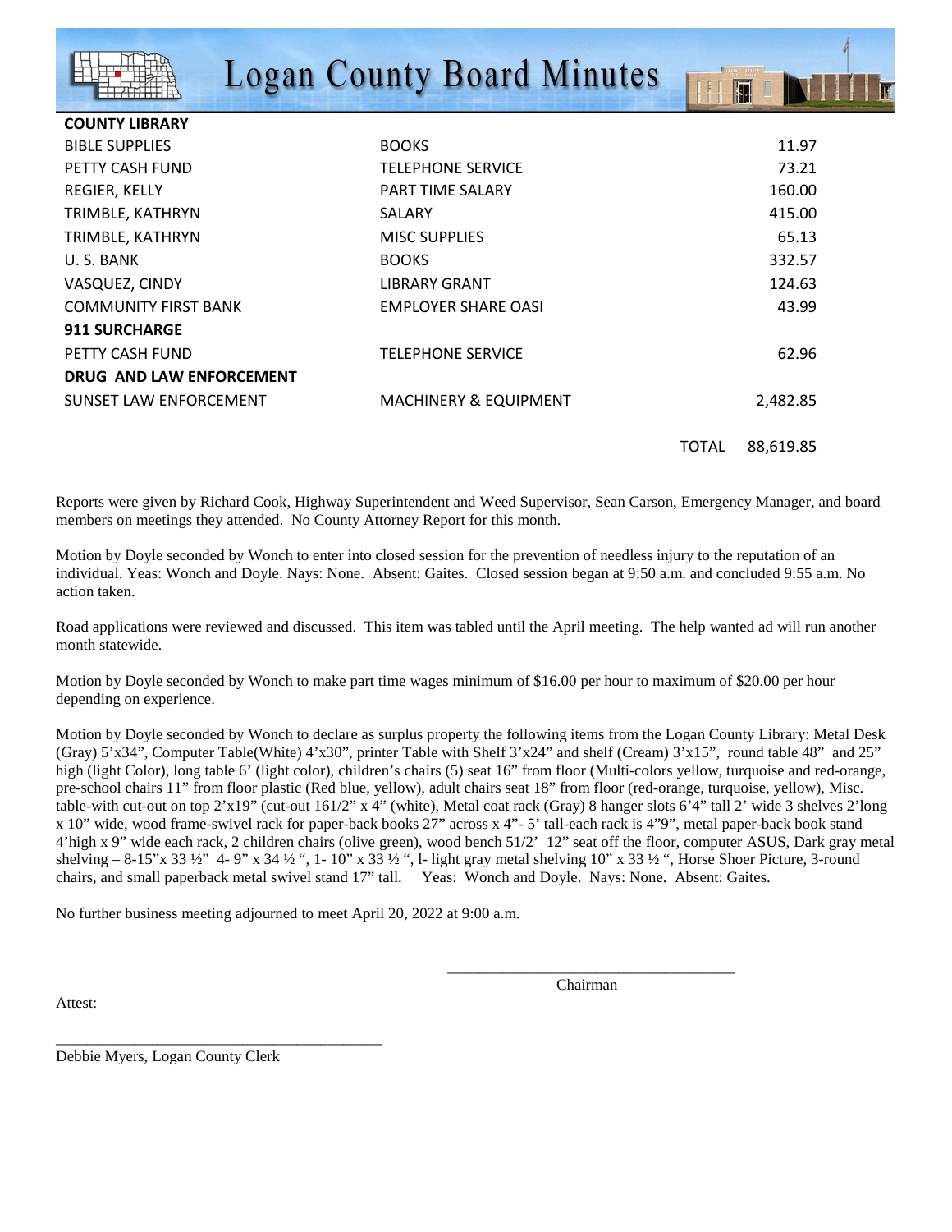| | | |
|---|---|---|
| **COUNTY LIBRARY** | | |
| BIBLE SUPPLIES | BOOKS | 11.97 |
| PETTY CASH FUND | TELEPHONE SERVICE | 73.21 |
| REGIER, KELLY | PART TIME SALARY | 160.00 |
| TRIMBLE, KATHRYN | SALARY | 415.00 |
| TRIMBLE, KATHRYN | MISC SUPPLIES | 65.13 |
| U. S. BANK | BOOKS | 332.57 |
| VASQUEZ, CINDY | LIBRARY GRANT | 124.63 |
| COMMUNITY FIRST BANK | EMPLOYER SHARE OASI | 43.99 |
| **911 SURCHARGE** | | |
| PETTY CASH FUND | TELEPHONE SERVICE | 62.96 |
| **DRUG AND LAW ENFORCEMENT** | | |
| SUNSET LAW ENFORCEMENT | MACHINERY & EQUIPMENT | 2,482.85 |
| | TOTAL | 88,619.85 |

Reports were given by Richard Cook, Highway Superintendent and Weed Supervisor, Sean Carson, Emergency Manager, and board members on meetings they attended. No County Attorney Report for this month.

Motion by Doyle seconded by Wonch to enter into closed session for the prevention of needless injury to the reputation of an individual. Yeas: Wonch and Doyle. Nays: None. Absent: Gaites. Closed session began at 9:50 a.m. and concluded 9:55 a.m. No action taken.

Road applications were reviewed and discussed. This item was tabled until the April meeting. The help wanted ad will run another month statewide.

Motion by Doyle seconded by Wonch to make part time wages minimum of $16.00 per hour to maximum of $20.00 per hour depending on experience.

Motion by Doyle seconded by Wonch to declare as surplus property the following items from the Logan County Library: Metal Desk (Gray) 5'x34", Computer Table(White) 4'x30", printer Table with Shelf 3'x24" and shelf (Cream) 3'x15", round table 48" and 25" high (light Color), long table 6' (light color), children's chairs (5) seat 16" from floor (Multi-colors yellow, turquoise and red-orange, pre-school chairs 11" from floor plastic (Red blue, yellow), adult chairs seat 18" from floor (red-orange, turquoise, yellow), Misc. table-with cut-out on top 2'x19" (cut-out 161/2" x 4" (white), Metal coat rack (Gray) 8 hanger slots 6'4" tall 2' wide 3 shelves 2'long x 10" wide, wood frame-swivel rack for paper-back books 27" across x 4"- 5' tall-each rack is 4"9", metal paper-back book stand 4'high x 9" wide each rack, 2 children chairs (olive green), wood bench 51/2' 12" seat off the floor, computer ASUS, Dark gray metal shelving – 8-15"x 33 ½" 4- 9" x 34 ½ ", 1- 10" x 33 ½ ", l- light gray metal shelving 10" x 33 ½ ", Horse Shoer Picture, 3-round chairs, and small paperback metal swivel stand 17" tall. Yeas: Wonch and Doyle. Nays: None. Absent: Gaites.

No further business meeting adjourned to meet April 20, 2022 at 9:00 a.m.

\_\_\_\_\_\_\_\_\_\_\_\_\_\_\_\_\_\_\_\_\_\_\_\_\_\_\_\_\_\_\_\_\_\_\_\_\_\_

Chairman

Attest:

\_\_\_\_\_\_\_\_\_\_\_\_\_\_\_\_\_\_\_\_\_\_\_\_\_\_\_\_\_\_\_\_\_\_\_\_\_\_\_\_\_\_\_

Debbie Myers, Logan County Clerk